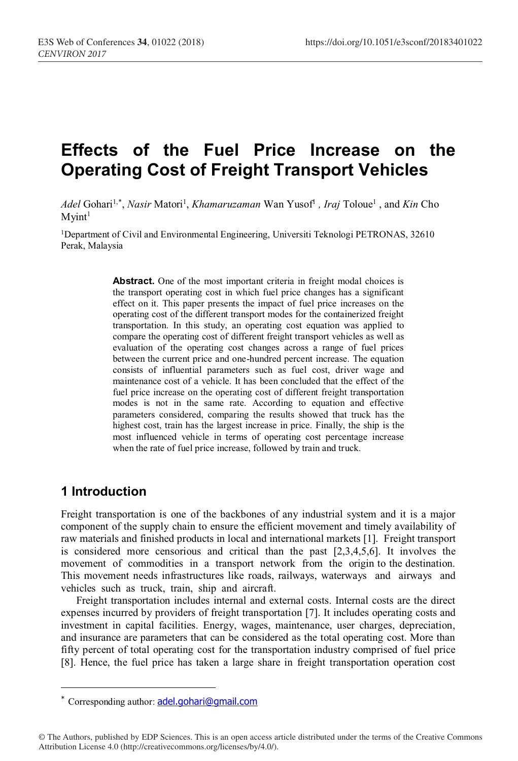# Effects of the Fuel Price Increase on the Operating Cost of Freight Transport Vehicles

*Adel* Gohari[1,*], *Nasir* Matori[1], *Khamaruzaman* Wan Yusof[1], *Iraj* Toloue[1], and *Kin* Cho Myint[1]

[1]Department of Civil and Environmental Engineering, Universiti Teknologi PETRONAS, 32610 Perak, Malaysia

**Abstract.** One of the most important criteria in freight modal choices is the transport operating cost in which fuel price changes has a significant effect on it. This paper presents the impact of fuel price increases on the operating cost of the different transport modes for the containerized freight transportation. In this study, an operating cost equation was applied to compare the operating cost of different freight transport vehicles as well as evaluation of the operating cost changes across a range of fuel prices between the current price and one-hundred percent increase. The equation consists of influential parameters such as fuel cost, driver wage and maintenance cost of a vehicle. It has been concluded that the effect of the fuel price increase on the operating cost of different freight transportation modes is not in the same rate. According to equation and effective parameters considered, comparing the results showed that truck has the highest cost, train has the largest increase in price. Finally, the ship is the most influenced vehicle in terms of operating cost percentage increase when the rate of fuel price increase, followed by train and truck.

## 1 Introduction

Freight transportation is one of the backbones of any industrial system and it is a major component of the supply chain to ensure the efficient movement and timely availability of raw materials and finished products in local and international markets [1]. Freight transport is considered more censorious and critical than the past [2,3,4,5,6]. It involves the movement of commodities in a transport network from the origin to the destination. This movement needs infrastructures like roads, railways, waterways and airways and vehicles such as truck, train, ship and aircraft.

Freight transportation includes internal and external costs. Internal costs are the direct expenses incurred by providers of freight transportation [7]. It includes operating costs and investment in capital facilities. Energy, wages, maintenance, user charges, depreciation, and insurance are parameters that can be considered as the total operating cost. More than fifty percent of total operating cost for the transportation industry comprised of fuel price [8]. Hence, the fuel price has taken a large share in freight transportation operation cost

* Corresponding author: adel.gohari@gmail.com

© The Authors, published by EDP Sciences. This is an open access article distributed under the terms of the Creative Commons Attribution License 4.0 (http://creativecommons.org/licenses/by/4.0/).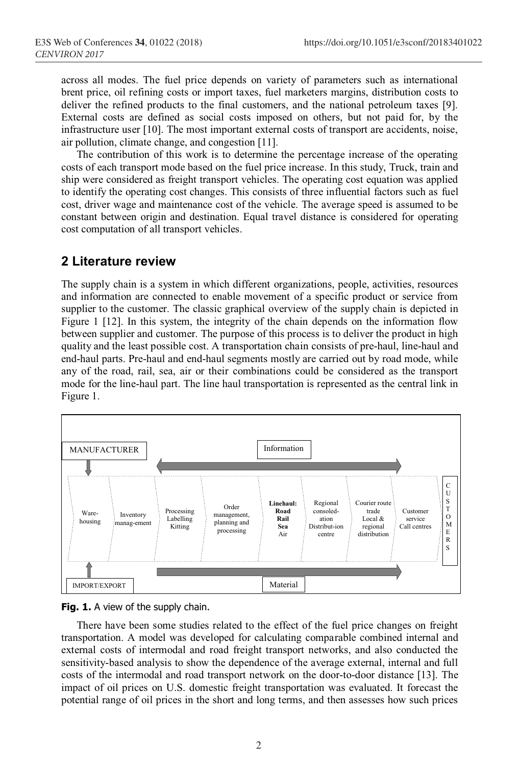across all modes. The fuel price depends on variety of parameters such as international brent price, oil refining costs or import taxes, fuel marketers margins, distribution costs to deliver the refined products to the final customers, and the national petroleum taxes [9]. External costs are defined as social costs imposed on others, but not paid for, by the infrastructure user [10]. The most important external costs of transport are accidents, noise, air pollution, climate change, and congestion [11].

The contribution of this work is to determine the percentage increase of the operating costs of each transport mode based on the fuel price increase. In this study, Truck, train and ship were considered as freight transport vehicles. The operating cost equation was applied to identify the operating cost changes. This consists of three influential factors such as fuel cost, driver wage and maintenance cost of the vehicle. The average speed is assumed to be constant between origin and destination. Equal travel distance is considered for operating cost computation of all transport vehicles.

## 2 Literature review

The supply chain is a system in which different organizations, people, activities, resources and information are connected to enable movement of a specific product or service from supplier to the customer. The classic graphical overview of the supply chain is depicted in Figure 1 [12]. In this system, the integrity of the chain depends on the information flow between supplier and customer. The purpose of this process is to deliver the product in high quality and the least possible cost. A transportation chain consists of pre-haul, line-haul and end-haul parts. Pre-haul and end-haul segments mostly are carried out by road mode, while any of the road, rail, sea, air or their combinations could be considered as the transport mode for the line-haul part. The line haul transportation is represented as the central link in Figure 1.

MANUFACTURER | Information

Ware-housing | Inventory manag-ement | Processing Labelling Kitting | Order management, planning and processing | **Linehaul: Road Rail Sea** Air | Regional consoled-ation Distribut-ion centre | Courier route trade Local & regional distribution | Customer service Call centres | CUSTOMERS

IMPORT/EXPORT | Material

**Fig. 1.** A view of the supply chain.

There have been some studies related to the effect of the fuel price changes on freight transportation. A model was developed for calculating comparable combined internal and external costs of intermodal and road freight transport networks, and also conducted the sensitivity-based analysis to show the dependence of the average external, internal and full costs of the intermodal and road transport network on the door-to-door distance [13]. The impact of oil prices on U.S. domestic freight transportation was evaluated. It forecast the potential range of oil prices in the short and long terms, and then assesses how such prices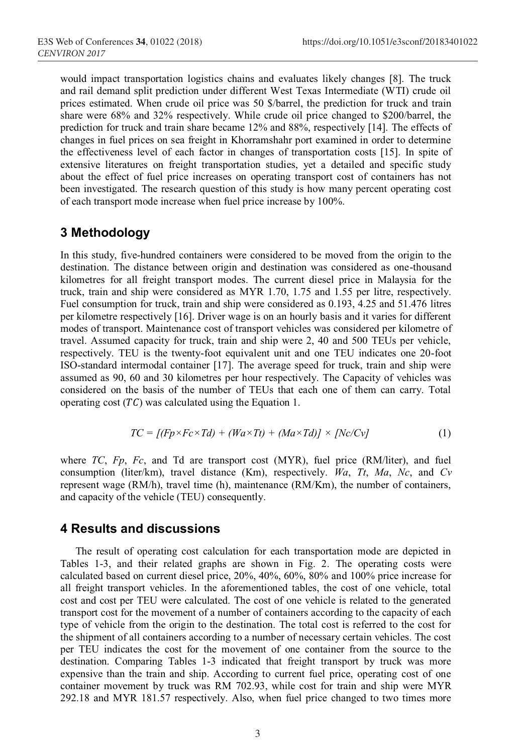would impact transportation logistics chains and evaluates likely changes [8]. The truck and rail demand split prediction under different West Texas Intermediate (WTI) crude oil prices estimated. When crude oil price was 50 \$/barrel, the prediction for truck and train share were 68% and 32% respectively. While crude oil price changed to \$200/barrel, the prediction for truck and train share became 12% and 88%, respectively [14]. The effects of changes in fuel prices on sea freight in Khorramshahr port examined in order to determine the effectiveness level of each factor in changes of transportation costs [15]. In spite of extensive literatures on freight transportation studies, yet a detailed and specific study about the effect of fuel price increases on operating transport cost of containers has not been investigated. The research question of this study is how many percent operating cost of each transport mode increase when fuel price increase by 100%.

## 3 Methodology

In this study, five-hundred containers were considered to be moved from the origin to the destination. The distance between origin and destination was considered as one-thousand kilometres for all freight transport modes. The current diesel price in Malaysia for the truck, train and ship were considered as MYR 1.70, 1.75 and 1.55 per litre, respectively. Fuel consumption for truck, train and ship were considered as 0.193, 4.25 and 51.476 litres per kilometre respectively [16]. Driver wage is on an hourly basis and it varies for different modes of transport. Maintenance cost of transport vehicles was considered per kilometre of travel. Assumed capacity for truck, train and ship were 2, 40 and 500 TEUs per vehicle, respectively. TEU is the twenty-foot equivalent unit and one TEU indicates one 20-foot ISO-standard intermodal container [17]. The average speed for truck, train and ship were assumed as 90, 60 and 30 kilometres per hour respectively. The Capacity of vehicles was considered on the basis of the number of TEUs that each one of them can carry. Total operating cost ($TC$) was calculated using the Equation 1.

$$TC = [(Fp \times Fc \times Td) + (Wa \times Tt) + (Ma \times Td)] \times [Nc/Cv] \tag{1}$$

where $TC$, $Fp$, $Fc$, and Td are transport cost (MYR), fuel price (RM/liter), and fuel consumption (liter/km), travel distance (Km), respectively. $Wa$, $Tt$, $Ma$, $Nc$, and $Cv$ represent wage (RM/h), travel time (h), maintenance (RM/Km), the number of containers, and capacity of the vehicle (TEU) consequently.

## 4 Results and discussions

The result of operating cost calculation for each transportation mode are depicted in Tables 1-3, and their related graphs are shown in Fig. 2. The operating costs were calculated based on current diesel price, 20%, 40%, 60%, 80% and 100% price increase for all freight transport vehicles. In the aforementioned tables, the cost of one vehicle, total cost and cost per TEU were calculated. The cost of one vehicle is related to the generated transport cost for the movement of a number of containers according to the capacity of each type of vehicle from the origin to the destination. The total cost is referred to the cost for the shipment of all containers according to a number of necessary certain vehicles. The cost per TEU indicates the cost for the movement of one container from the source to the destination. Comparing Tables 1-3 indicated that freight transport by truck was more expensive than the train and ship. According to current fuel price, operating cost of one container movement by truck was RM 702.93, while cost for train and ship were MYR 292.18 and MYR 181.57 respectively. Also, when fuel price changed to two times more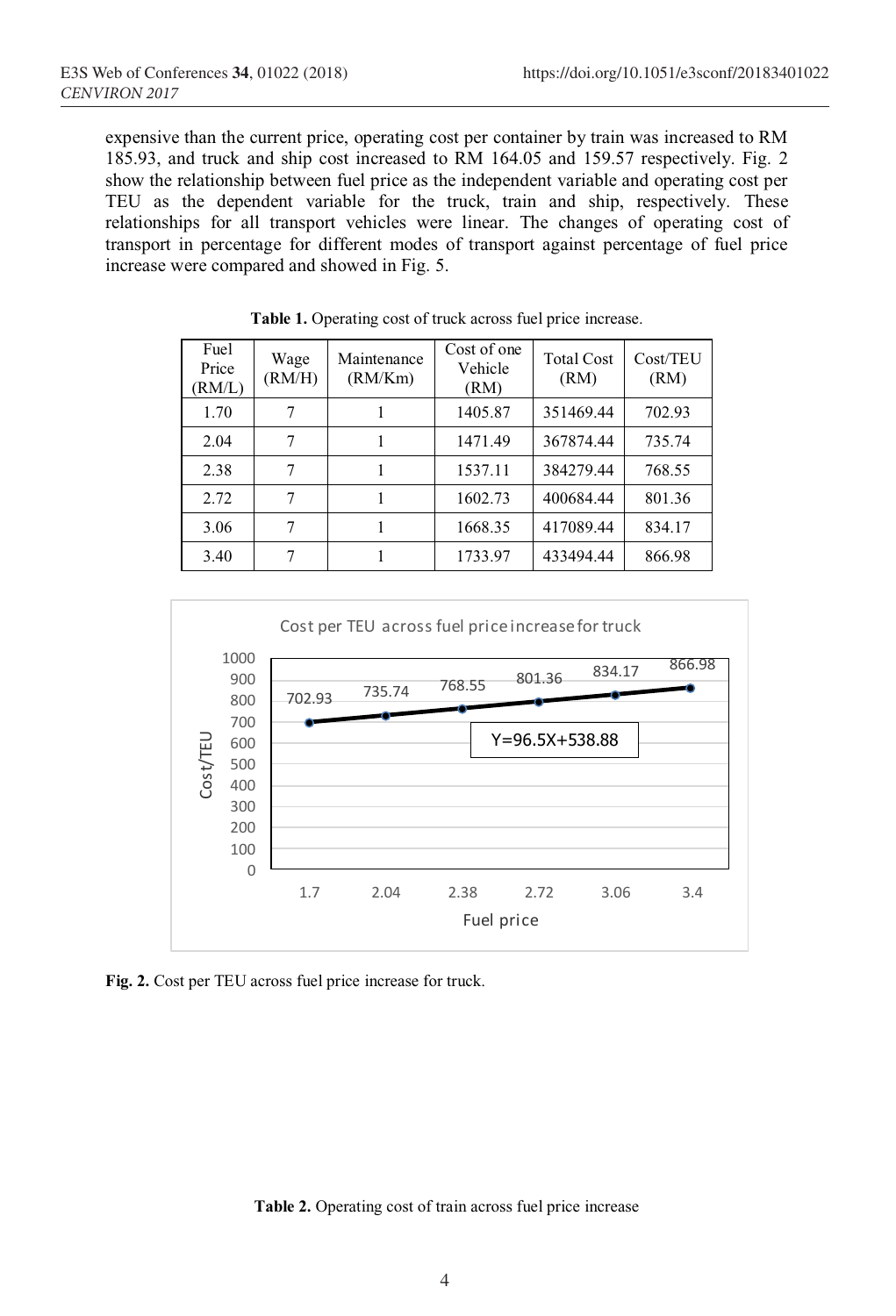expensive than the current price, operating cost per container by train was increased to RM 185.93, and truck and ship cost increased to RM 164.05 and 159.57 respectively. Fig. 2 show the relationship between fuel price as the independent variable and operating cost per TEU as the dependent variable for the truck, train and ship, respectively. These relationships for all transport vehicles were linear. The changes of operating cost of transport in percentage for different modes of transport against percentage of fuel price increase were compared and showed in Fig. 5.

**Table 1.** Operating cost of truck across fuel price increase.

| Fuel Price (RM/L) | Wage (RM/H) | Maintenance (RM/Km) | Cost of one Vehicle (RM) | Total Cost (RM) | Cost/TEU (RM) |
|---|---|---|---|---|---|
| 1.70 | 7 | 1 | 1405.87 | 351469.44 | 702.93 |
| 2.04 | 7 | 1 | 1471.49 | 367874.44 | 735.74 |
| 2.38 | 7 | 1 | 1537.11 | 384279.44 | 768.55 |
| 2.72 | 7 | 1 | 1602.73 | 400684.44 | 801.36 |
| 3.06 | 7 | 1 | 1668.35 | 417089.44 | 834.17 |
| 3.40 | 7 | 1 | 1733.97 | 433494.44 | 866.98 |

**Fig. 2.** Cost per TEU across fuel price increase for truck.

**Table 2.** Operating cost of train across fuel price increase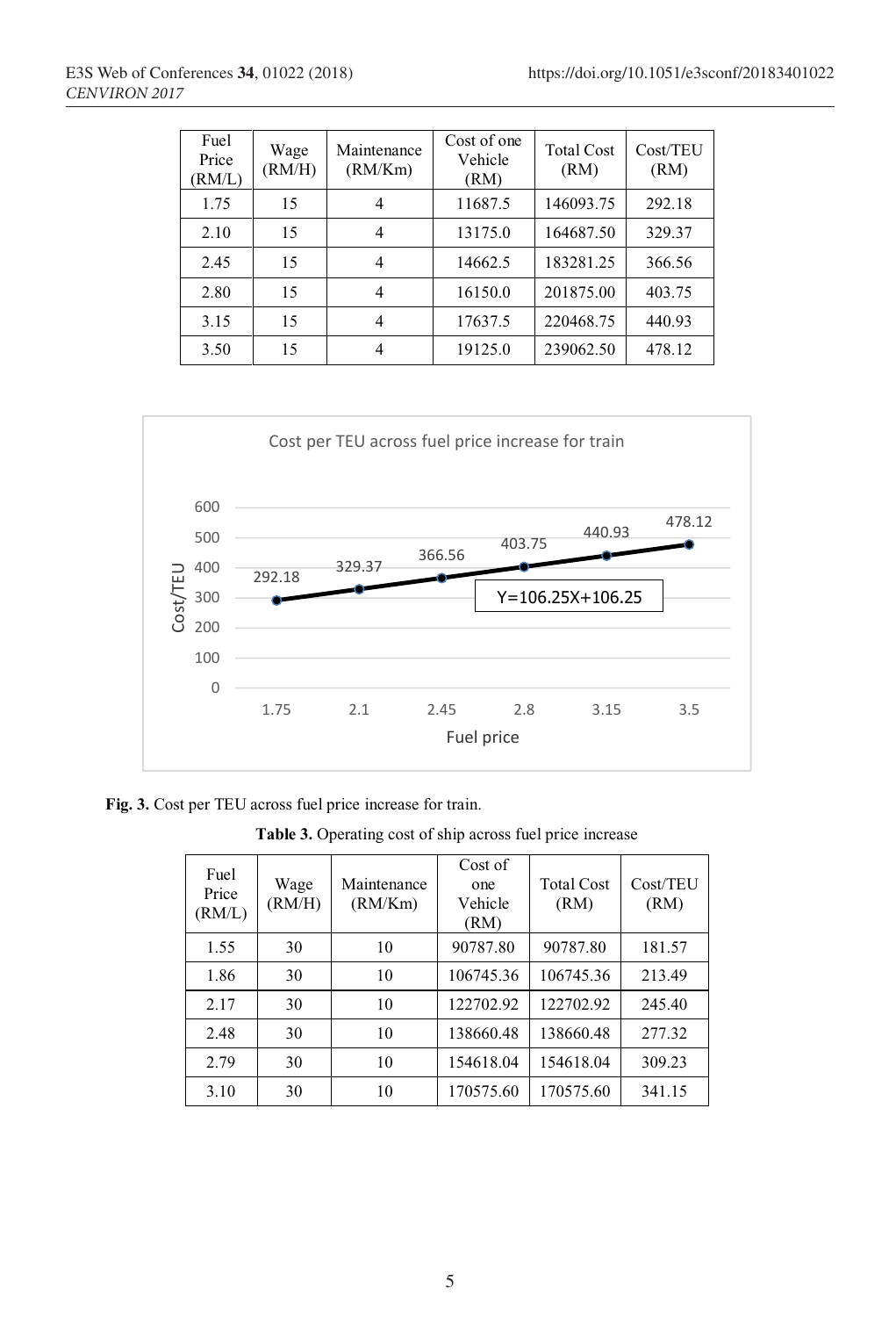| Fuel Price (RM/L) | Wage (RM/H) | Maintenance (RM/Km) | Cost of one Vehicle (RM) | Total Cost (RM) | Cost/TEU (RM) |
|---|---|---|---|---|---|
| 1.75 | 15 | 4 | 11687.5 | 146093.75 | 292.18 |
| 2.10 | 15 | 4 | 13175.0 | 164687.50 | 329.37 |
| 2.45 | 15 | 4 | 14662.5 | 183281.25 | 366.56 |
| 2.80 | 15 | 4 | 16150.0 | 201875.00 | 403.75 |
| 3.15 | 15 | 4 | 17637.5 | 220468.75 | 440.93 |
| 3.50 | 15 | 4 | 19125.0 | 239062.50 | 478.12 |

**Fig. 3.** Cost per TEU across fuel price increase for train.

**Table 3.** Operating cost of ship across fuel price increase

| Fuel Price (RM/L) | Wage (RM/H) | Maintenance (RM/Km) | Cost of one Vehicle (RM) | Total Cost (RM) | Cost/TEU (RM) |
|---|---|---|---|---|---|
| 1.55 | 30 | 10 | 90787.80 | 90787.80 | 181.57 |
| 1.86 | 30 | 10 | 106745.36 | 106745.36 | 213.49 |
| 2.17 | 30 | 10 | 122702.92 | 122702.92 | 245.40 |
| 2.48 | 30 | 10 | 138660.48 | 138660.48 | 277.32 |
| 2.79 | 30 | 10 | 154618.04 | 154618.04 | 309.23 |
| 3.10 | 30 | 10 | 170575.60 | 170575.60 | 341.15 |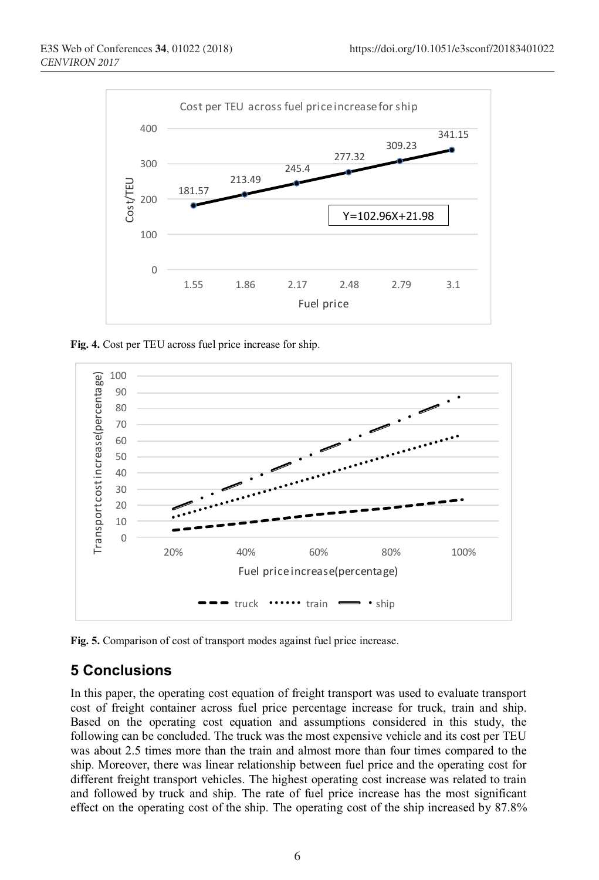**Fig. 4.** Cost per TEU across fuel price increase for ship.

**Fig. 5.** Comparison of cost of transport modes against fuel price increase.

## 5 Conclusions

In this paper, the operating cost equation of freight transport was used to evaluate transport cost of freight container across fuel price percentage increase for truck, train and ship. Based on the operating cost equation and assumptions considered in this study, the following can be concluded. The truck was the most expensive vehicle and its cost per TEU was about 2.5 times more than the train and almost more than four times compared to the ship. Moreover, there was linear relationship between fuel price and the operating cost for different freight transport vehicles. The highest operating cost increase was related to train and followed by truck and ship. The rate of fuel price increase has the most significant effect on the operating cost of the ship. The operating cost of the ship increased by 87.8%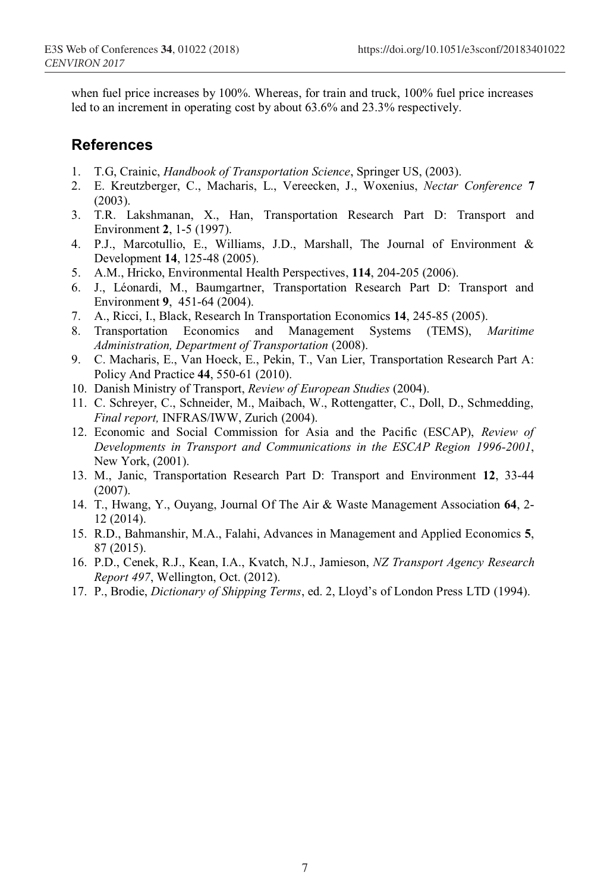when fuel price increases by 100%. Whereas, for train and truck, 100% fuel price increases led to an increment in operating cost by about 63.6% and 23.3% respectively.

## References

1. T.G, Crainic, *Handbook of Transportation Science*, Springer US, (2003).
2. E. Kreutzberger, C., Macharis, L., Vereecken, J., Woxenius, *Nectar Conference* **7** (2003).
3. T.R. Lakshmanan, X., Han, Transportation Research Part D: Transport and Environment **2**, 1-5 (1997).
4. P.J., Marcotullio, E., Williams, J.D., Marshall, The Journal of Environment & Development **14**, 125-48 (2005).
5. A.M., Hricko, Environmental Health Perspectives, **114**, 204-205 (2006).
6. J., Léonardi, M., Baumgartner, Transportation Research Part D: Transport and Environment **9**, 451-64 (2004).
7. A., Ricci, I., Black, Research In Transportation Economics **14**, 245-85 (2005).
8. Transportation Economics and Management Systems (TEMS), *Maritime Administration, Department of Transportation* (2008).
9. C. Macharis, E., Van Hoeck, E., Pekin, T., Van Lier, Transportation Research Part A: Policy And Practice **44**, 550-61 (2010).
10. Danish Ministry of Transport, *Review of European Studies* (2004).
11. C. Schreyer, C., Schneider, M., Maibach, W., Rottengatter, C., Doll, D., Schmedding, *Final report,* INFRAS/IWW, Zurich (2004).
12. Economic and Social Commission for Asia and the Pacific (ESCAP), *Review of Developments in Transport and Communications in the ESCAP Region 1996-2001*, New York, (2001).
13. M., Janic, Transportation Research Part D: Transport and Environment **12**, 33-44 (2007).
14. T., Hwang, Y., Ouyang, Journal Of The Air & Waste Management Association **64**, 2-12 (2014).
15. R.D., Bahmanshir, M.A., Falahi, Advances in Management and Applied Economics **5**, 87 (2015).
16. P.D., Cenek, R.J., Kean, I.A., Kvatch, N.J., Jamieson, *NZ Transport Agency Research Report 497*, Wellington, Oct. (2012).
17. P., Brodie, *Dictionary of Shipping Terms*, ed. 2, Lloyd's of London Press LTD (1994).